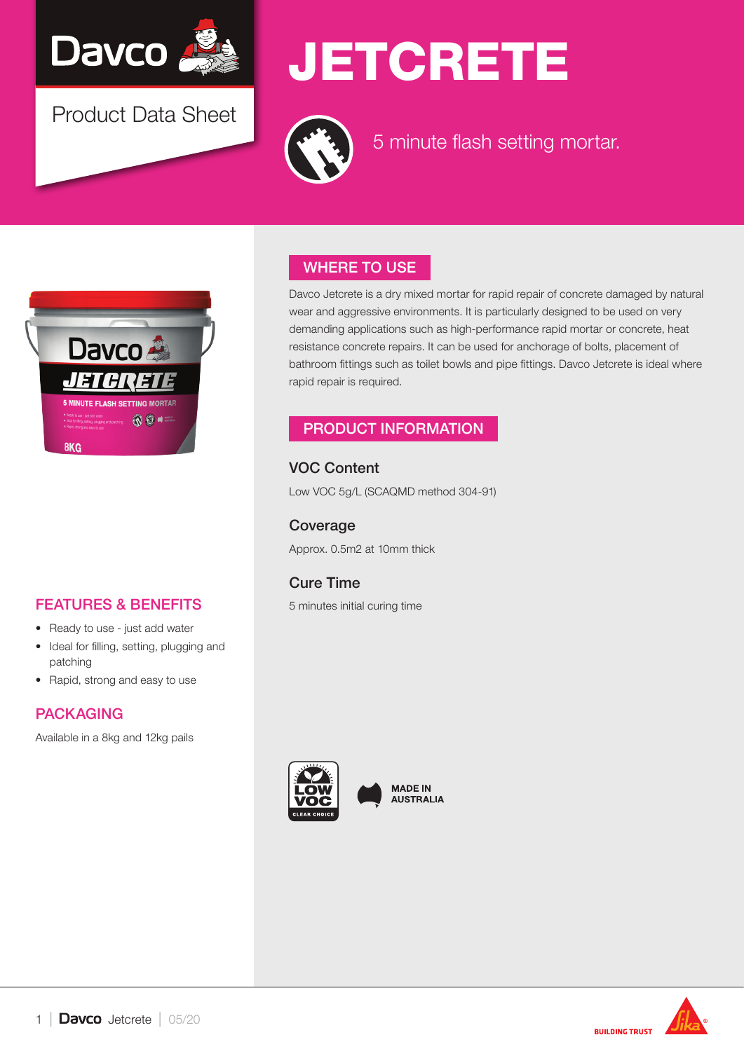Davco

Product Data Sheet

# JETCRETE

5 minute flash setting mortar.

## FEATURES & BENEFITS

- Ready to use - just add water
- Ideal for filling, setting, plugging and patching
- Rapid, strong and easy to use

## PACKAGING

Available in a 8kg and 12kg pails

## WHERE TO USE

Davco Jetcrete is a dry mixed mortar for rapid repair of concrete damaged by natural wear and aggressive environments. It is particularly designed to be used on very demanding applications such as high-performance rapid mortar or concrete, heat resistance concrete repairs. It can be used for anchorage of bolts, placement of bathroom fittings such as toilet bowls and pipe fittings. Davco Jetcrete is ideal where rapid repair is required.

## PRODUCT INFORMATION

### VOC Content

Low VOC 5g/L (SCAQMD method 304-91)

### Coverage

Approx. 0.5m2 at 10mm thick

### Cure Time

5 minutes initial curing time

LOW VOC CLEAR CHOICE

MADE IN AUSTRALIA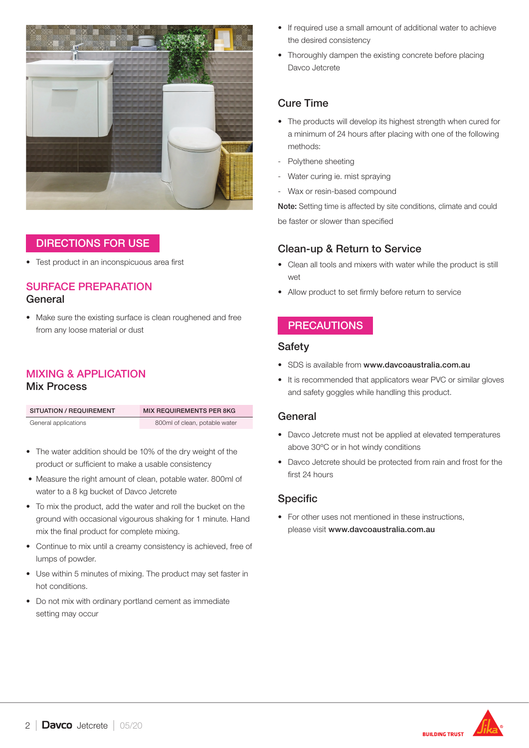## DIRECTIONS FOR USE

- Test product in an inconspicuous area first

## SURFACE PREPARATION

### General

- Make sure the existing surface is clean roughened and free from any loose material or dust

## MIXING & APPLICATION

### Mix Process

| SITUATION / REQUIREMENT | MIX REQUIREMENTS PER 8KG |
|---|---|
| General applications | 800ml of clean, potable water |

- The water addition should be 10% of the dry weight of the product or sufficient to make a usable consistency
- Measure the right amount of clean, potable water. 800ml of water to a 8 kg bucket of Davco Jetcrete
- To mix the product, add the water and roll the bucket on the ground with occasional vigourous shaking for 1 minute. Hand mix the final product for complete mixing.
- Continue to mix until a creamy consistency is achieved, free of lumps of powder.
- Use within 5 minutes of mixing. The product may set faster in hot conditions.
- Do not mix with ordinary portland cement as immediate setting may occur
- If required use a small amount of additional water to achieve the desired consistency
- Thoroughly dampen the existing concrete before placing Davco Jetcrete

### Cure Time

- The products will develop its highest strength when cured for a minimum of 24 hours after placing with one of the following methods:
  - Polythene sheeting
  - Water curing ie. mist spraying
  - Wax or resin-based compound

**Note:** Setting time is affected by site conditions, climate and could be faster or slower than specified

### Clean-up & Return to Service

- Clean all tools and mixers with water while the product is still wet
- Allow product to set firmly before return to service

## PRECAUTIONS

### Safety

- SDS is available from **www.davcoaustralia.com.au**
- It is recommended that applicators wear PVC or similar gloves and safety goggles while handling this product.

### General

- Davco Jetcrete must not be applied at elevated temperatures above 30ºC or in hot windy conditions
- Davco Jetcrete should be protected from rain and frost for the first 24 hours

### Specific

- For other uses not mentioned in these instructions, please visit **www.davcoaustralia.com.au**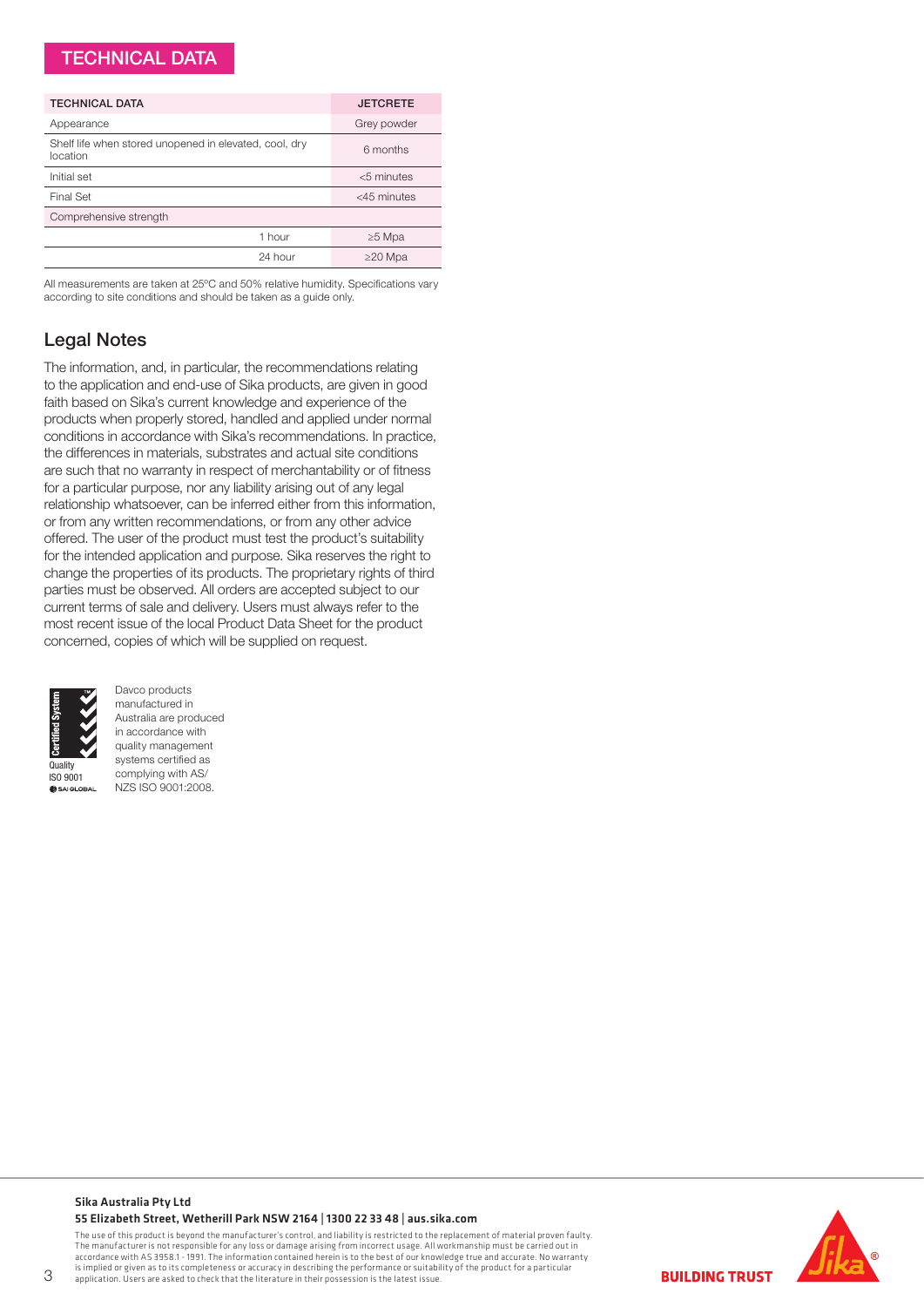# TECHNICAL DATA

| TECHNICAL DATA | | JETCRETE |
| --- | --- | --- |
| Appearance | | Grey powder |
| Shelf life when stored unopened in elevated, cool, dry location | | 6 months |
| Initial set | | <5 minutes |
| Final Set | | <45 minutes |
| Comprehensive strength | | |
| | 1 hour | ≥5 Mpa |
| | 24 hour | ≥20 Mpa |

All measurements are taken at 25°C and 50% relative humidity. Specifications vary according to site conditions and should be taken as a guide only.

## Legal Notes

The information, and, in particular, the recommendations relating to the application and end-use of Sika products, are given in good faith based on Sika's current knowledge and experience of the products when properly stored, handled and applied under normal conditions in accordance with Sika's recommendations. In practice, the differences in materials, substrates and actual site conditions are such that no warranty in respect of merchantability or of fitness for a particular purpose, nor any liability arising out of any legal relationship whatsoever, can be inferred either from this information, or from any written recommendations, or from any other advice offered. The user of the product must test the product's suitability for the intended application and purpose. Sika reserves the right to change the properties of its products. The proprietary rights of third parties must be observed. All orders are accepted subject to our current terms of sale and delivery. Users must always refer to the most recent issue of the local Product Data Sheet for the product concerned, copies of which will be supplied on request.

Certified System
Quality
ISO 9001
SAI GLOBAL

Davco products manufactured in Australia are produced in accordance with quality management systems certified as complying with AS/NZS ISO 9001:2008.

**Sika Australia Pty Ltd**
**55 Elizabeth Street, Wetherill Park NSW 2164 | 1300 22 33 48 | aus.sika.com**

The use of this product is beyond the manufacturer's control, and liability is restricted to the replacement of material proven faulty. The manufacturer is not responsible for any loss or damage arising from incorrect usage. All workmanship must be carried out in accordance with AS 3958.1 - 1991. The information contained herein is to the best of our knowledge true and accurate. No warranty is implied or given as to its completeness or accuracy in describing the performance or suitability of the product for a particular application. Users are asked to check that the literature in their possession is the latest issue.

BUILDING TRUST